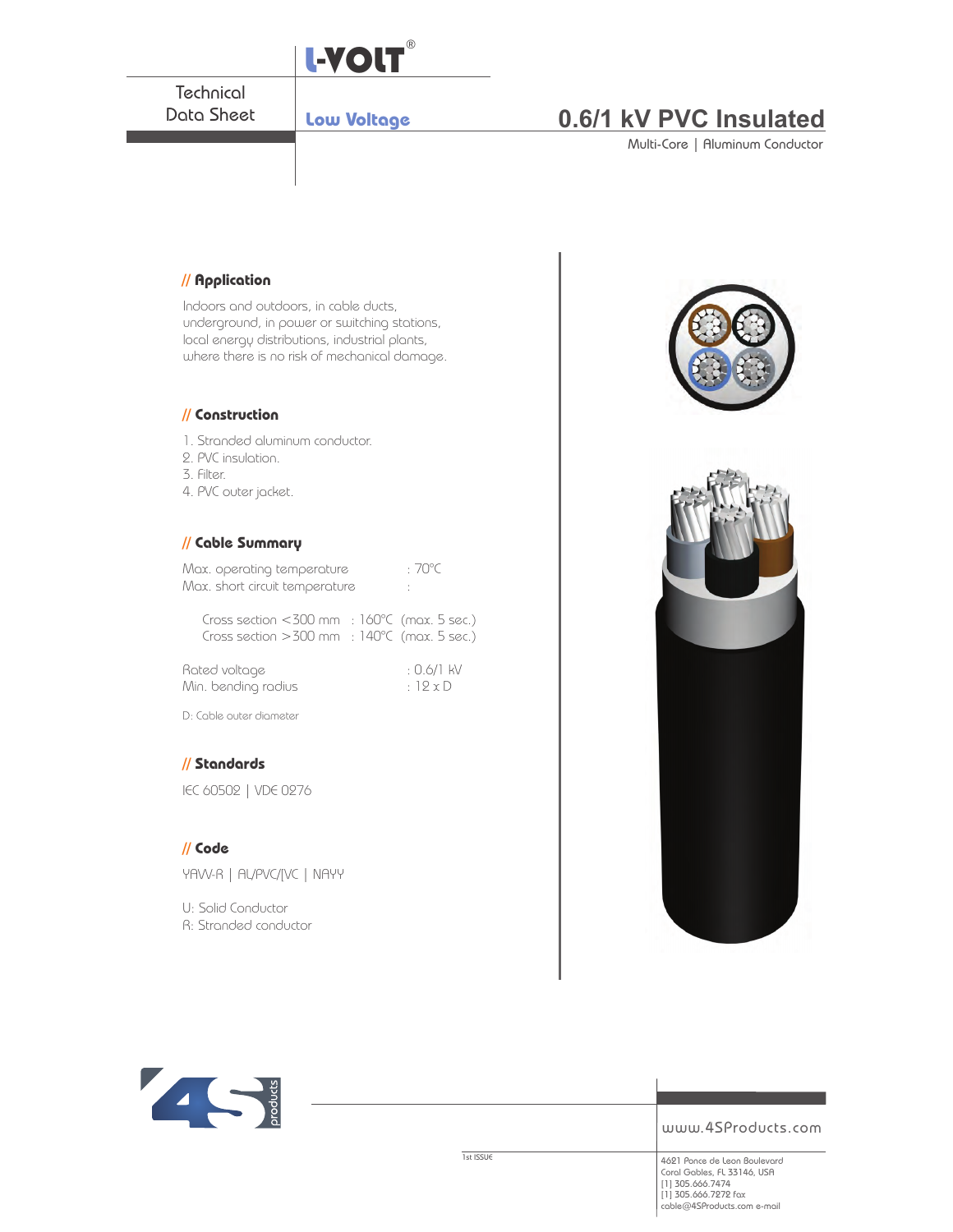L-VOLT®

Technical Data Sheet

**Low Voltage**

# 0.6/1 kV PVC Insulated

Multi-Core | Aluminum Conductor

## // Application

Indoors and outdoors, in cable ducts, underground, in power or switching stations, local energy distributions, industrial plants, where there is no risk of mechanical damage.

## // Construction

1. Stranded aluminum conductor.
2. PVC insulation.
3. Filter.
4. PVC outer jacket.

## // Cable Summary

| | |
|---|---|
| Max. operating temperature | : 70°C |
| Max. short circuit temperature | : |
| Cross section <300 mm | : 160°C (max. 5 sec.) |
| Cross section >300 mm | : 140°C (max. 5 sec.) |
| Rated voltage | : 0.6/1 kV |
| Min. bending radius | : 12 x D |

D: Cable outer diameter

## // Standards

IEC 60502 | VDE 0276

## // Code

YAVV-R | AL/PVC/PVC | NAYY

U: Solid Conductor
R: Stranded conductor

www.4SProducts.com

1st ISSUE

4621 Ponce de Leon Boulevard
Coral Gables, FL 33146, USA
[1] 305.666.7474
[1] 305.666.7272 fax
cable@4SProducts.com e-mail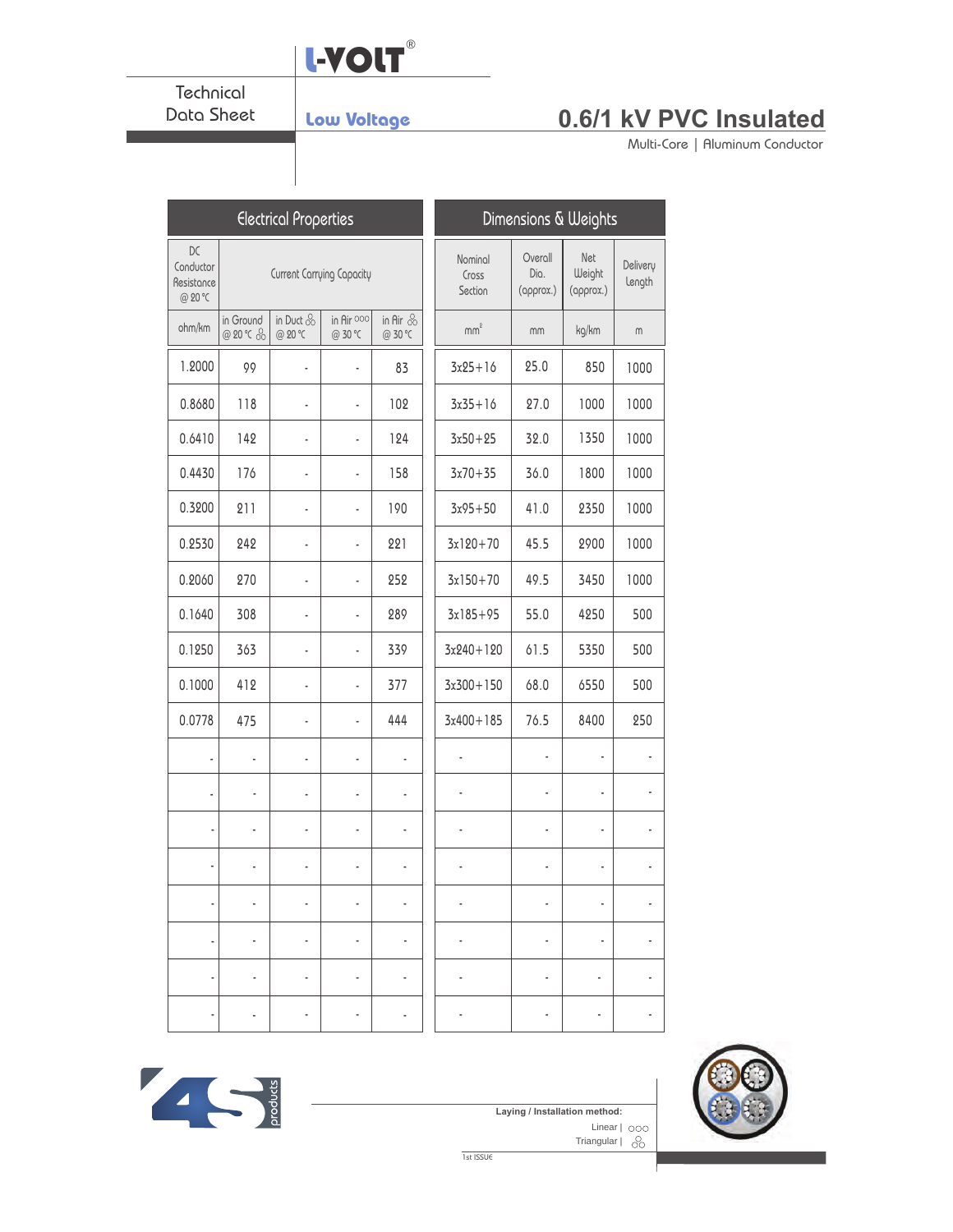L-VOLT®

Technical Data Sheet

**Low Voltage**

# 0.6/1 kV PVC Insulated

Multi-Core | Aluminum Conductor

| Electrical Properties | | | | | Dimensions & Weights | | | |
|---|---|---|---|---|---|---|---|---|
| DC Conductor Resistance @ 20 °C | Current Carrying Capacity | | | | Nominal Cross Section | Overall Dia. (approx.) | Net Weight (approx.) | Delivery Length |
| ohm/km | in Ground @ 20 °C | in Duct @ 20 °C | in Air @ 30 °C (linear) | in Air @ 30 °C (triangular) | $mm^2$ | mm | kg/km | m |
| 1.2000 | 99 | - | - | 83 | 3x25+16 | 25.0 | 850 | 1000 |
| 0.8680 | 118 | - | - | 102 | 3x35+16 | 27.0 | 1000 | 1000 |
| 0.6410 | 142 | - | - | 124 | 3x50+25 | 32.0 | 1350 | 1000 |
| 0.4430 | 176 | - | - | 158 | 3x70+35 | 36.0 | 1800 | 1000 |
| 0.3200 | 211 | - | - | 190 | 3x95+50 | 41.0 | 2350 | 1000 |
| 0.2530 | 242 | - | - | 221 | 3x120+70 | 45.5 | 2900 | 1000 |
| 0.2060 | 270 | - | - | 252 | 3x150+70 | 49.5 | 3450 | 1000 |
| 0.1640 | 308 | - | - | 289 | 3x185+95 | 55.0 | 4250 | 500 |
| 0.1250 | 363 | - | - | 339 | 3x240+120 | 61.5 | 5350 | 500 |
| 0.1000 | 412 | - | - | 377 | 3x300+150 | 68.0 | 6550 | 500 |
| 0.0778 | 475 | - | - | 444 | 3x400+185 | 76.5 | 8400 | 250 |
| - | - | - | - | - | - | - | - | - |
| - | - | - | - | - | - | - | - | - |
| - | - | - | - | - | - | - | - | - |
| - | - | - | - | - | - | - | - | - |
| - | - | - | - | - | - | - | - | - |
| - | - | - | - | - | - | - | - | - |
| - | - | - | - | - | - | - | - | - |
| - | - | - | - | - | - | - | - | - |

4S products

**Laying / Installation method:**

Linear | ○○○

Triangular | ⁂

1st ISSUE